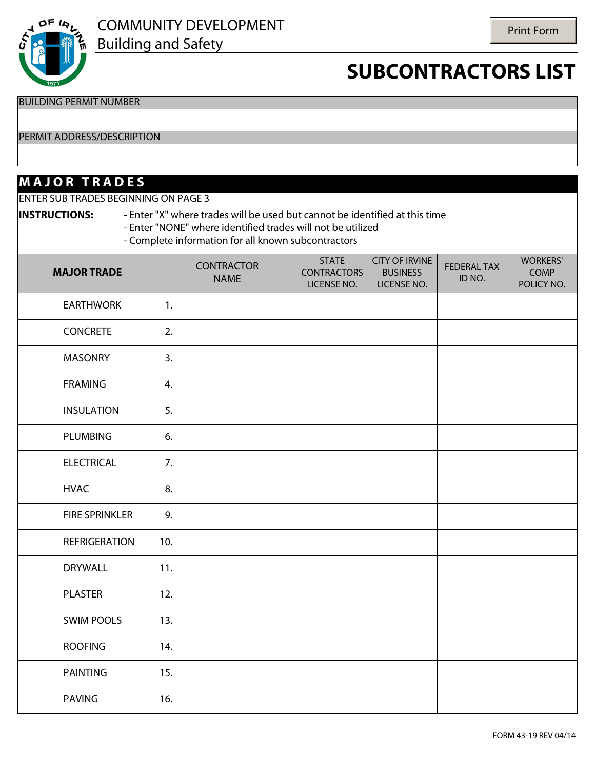COMMUNITY DEVELOPMENT
Building and Safety

# SUBCONTRACTORS LIST

BUILDING PERMIT NUMBER

PERMIT ADDRESS/DESCRIPTION

## MAJOR TRADES

ENTER SUB TRADES BEGINNING ON PAGE 3

**INSTRUCTIONS:**
- Enter "X" where trades will be used but cannot be identified at this time
- Enter "NONE" where identified trades will not be utilized
- Complete information for all known subcontractors

| MAJOR TRADE | CONTRACTOR NAME | STATE CONTRACTORS LICENSE NO. | CITY OF IRVINE BUSINESS LICENSE NO. | FEDERAL TAX ID NO. | WORKERS' COMP POLICY NO. |
|---|---|---|---|---|---|
| EARTHWORK | 1. | | | | |
| CONCRETE | 2. | | | | |
| MASONRY | 3. | | | | |
| FRAMING | 4. | | | | |
| INSULATION | 5. | | | | |
| PLUMBING | 6. | | | | |
| ELECTRICAL | 7. | | | | |
| HVAC | 8. | | | | |
| FIRE SPRINKLER | 9. | | | | |
| REFRIGERATION | 10. | | | | |
| DRYWALL | 11. | | | | |
| PLASTER | 12. | | | | |
| SWIM POOLS | 13. | | | | |
| ROOFING | 14. | | | | |
| PAINTING | 15. | | | | |
| PAVING | 16. | | | | |

FORM 43-19 REV 04/14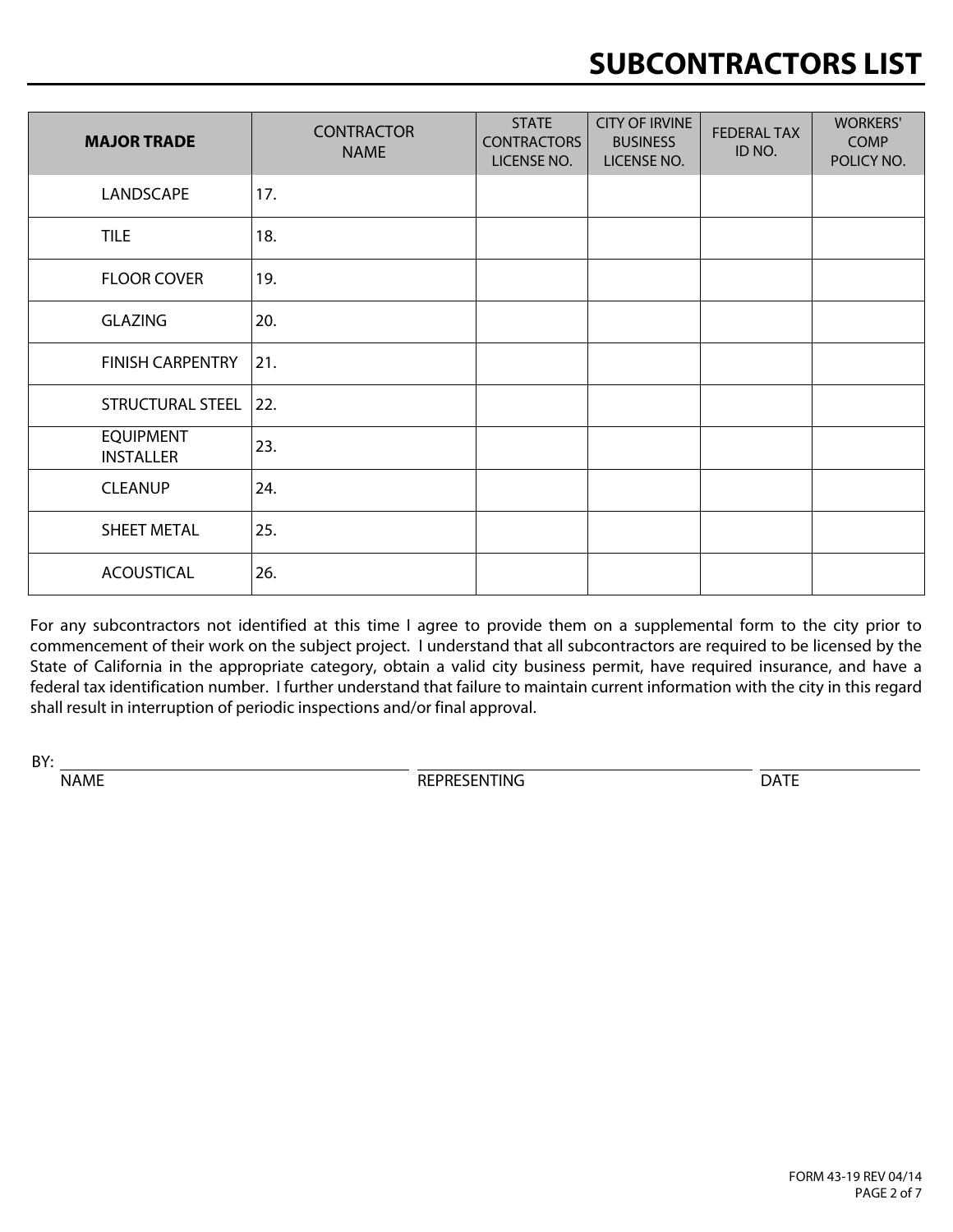# SUBCONTRACTORS LIST

| MAJOR TRADE | CONTRACTOR NAME | STATE CONTRACTORS LICENSE NO. | CITY OF IRVINE BUSINESS LICENSE NO. | FEDERAL TAX ID NO. | WORKERS' COMP POLICY NO. |
|---|---|---|---|---|---|
| LANDSCAPE | 17. | | | | |
| TILE | 18. | | | | |
| FLOOR COVER | 19. | | | | |
| GLAZING | 20. | | | | |
| FINISH CARPENTRY | 21. | | | | |
| STRUCTURAL STEEL | 22. | | | | |
| EQUIPMENT INSTALLER | 23. | | | | |
| CLEANUP | 24. | | | | |
| SHEET METAL | 25. | | | | |
| ACOUSTICAL | 26. | | | | |

For any subcontractors not identified at this time I agree to provide them on a supplemental form to the city prior to commencement of their work on the subject project. I understand that all subcontractors are required to be licensed by the State of California in the appropriate category, obtain a valid city business permit, have required insurance, and have a federal tax identification number. I further understand that failure to maintain current information with the city in this regard shall result in interruption of periodic inspections and/or final approval.

BY: ______________________________ ______________________________ ______________

NAME REPRESENTING DATE

FORM 43-19 REV 04/14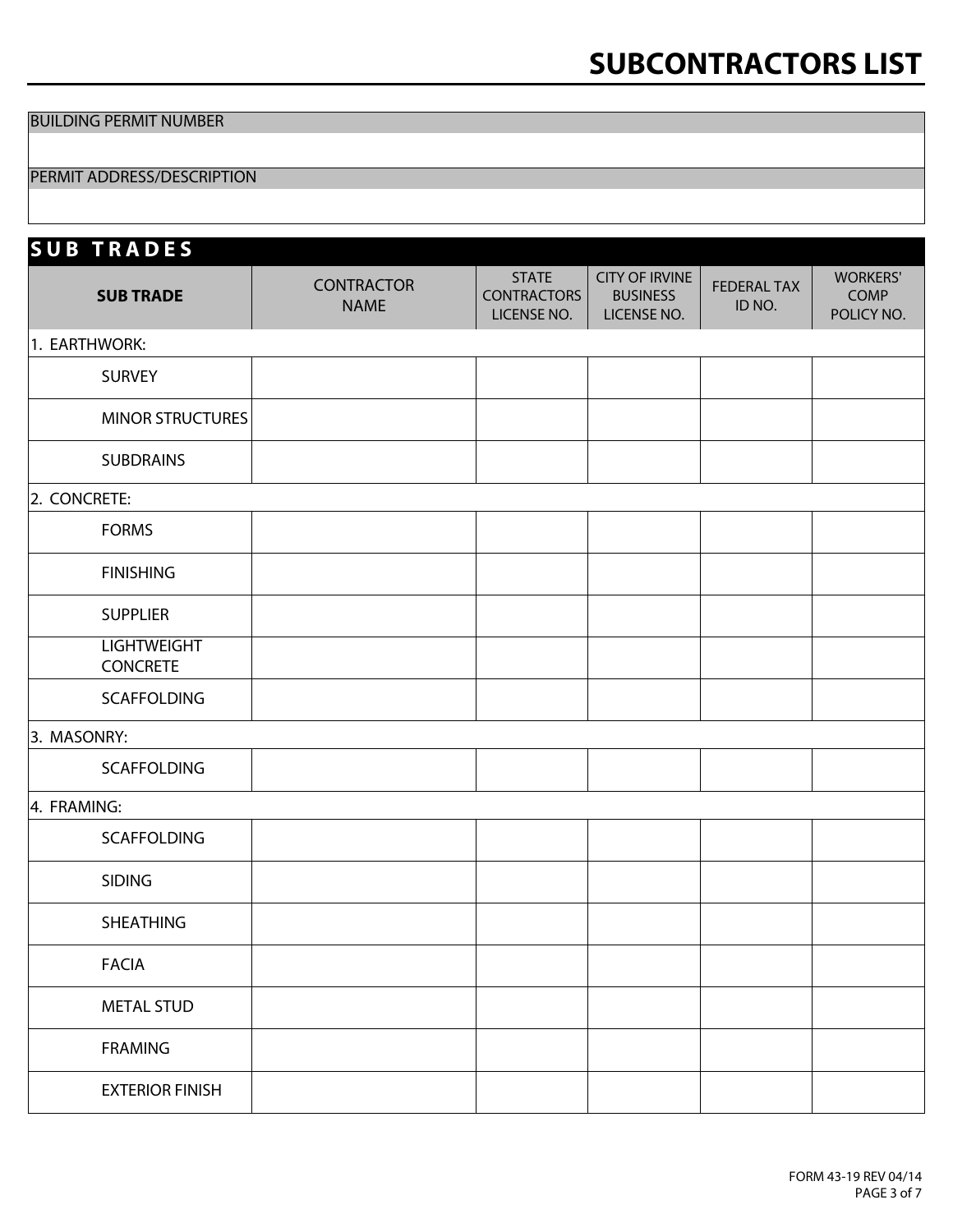# SUBCONTRACTORS LIST

| BUILDING PERMIT NUMBER |
|---|
| |

| PERMIT ADDRESS/DESCRIPTION |
|---|
| |

## SUB TRADES

| SUB TRADE | CONTRACTOR NAME | STATE CONTRACTORS LICENSE NO. | CITY OF IRVINE BUSINESS LICENSE NO. | FEDERAL TAX ID NO. | WORKERS' COMP POLICY NO. |
|---|---|---|---|---|---|
| 1. EARTHWORK: | | | | | |
| SURVEY | | | | | |
| MINOR STRUCTURES | | | | | |
| SUBDRAINS | | | | | |
| 2. CONCRETE: | | | | | |
| FORMS | | | | | |
| FINISHING | | | | | |
| SUPPLIER | | | | | |
| LIGHTWEIGHT CONCRETE | | | | | |
| SCAFFOLDING | | | | | |
| 3. MASONRY: | | | | | |
| SCAFFOLDING | | | | | |
| 4. FRAMING: | | | | | |
| SCAFFOLDING | | | | | |
| SIDING | | | | | |
| SHEATHING | | | | | |
| FACIA | | | | | |
| METAL STUD | | | | | |
| FRAMING | | | | | |
| EXTERIOR FINISH | | | | | |

FORM 43-19 REV 04/14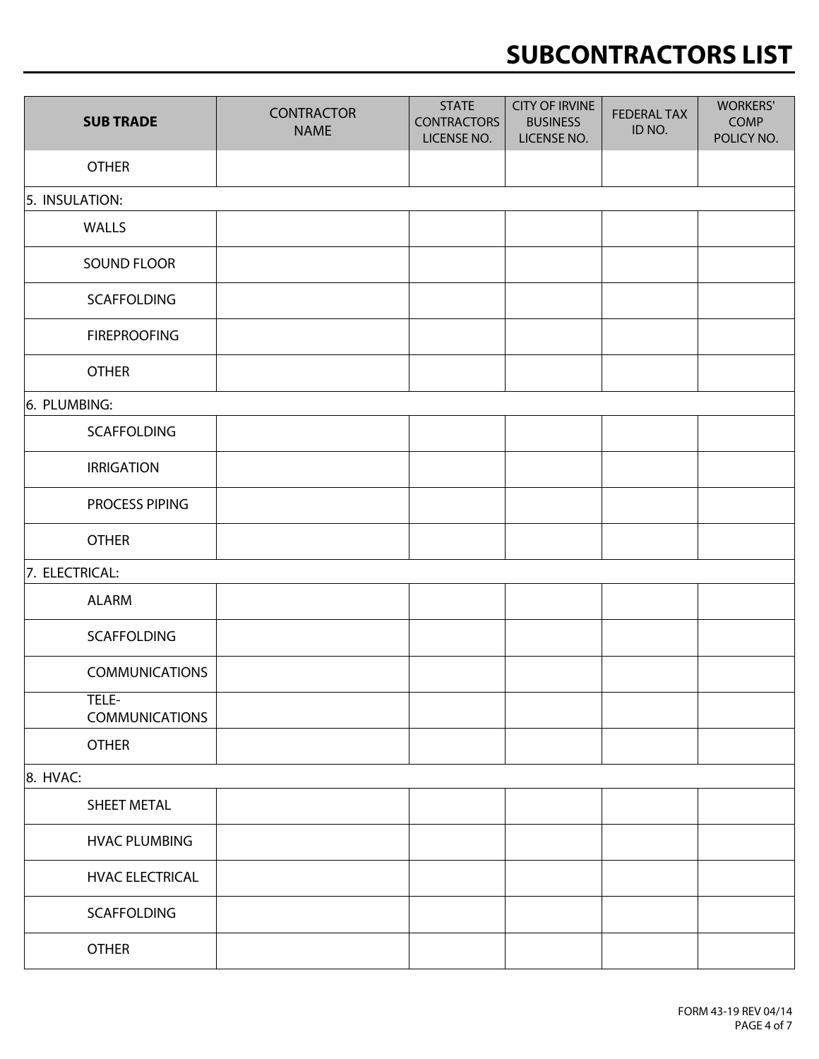# SUBCONTRACTORS LIST

| SUB TRADE | CONTRACTOR NAME | STATE CONTRACTORS LICENSE NO. | CITY OF IRVINE BUSINESS LICENSE NO. | FEDERAL TAX ID NO. | WORKERS' COMP POLICY NO. |
|---|---|---|---|---|---|
| OTHER | | | | | |
| 5. INSULATION: | | | | | |
| WALLS | | | | | |
| SOUND FLOOR | | | | | |
| SCAFFOLDING | | | | | |
| FIREPROOFING | | | | | |
| OTHER | | | | | |
| 6. PLUMBING: | | | | | |
| SCAFFOLDING | | | | | |
| IRRIGATION | | | | | |
| PROCESS PIPING | | | | | |
| OTHER | | | | | |
| 7. ELECTRICAL: | | | | | |
| ALARM | | | | | |
| SCAFFOLDING | | | | | |
| COMMUNICATIONS | | | | | |
| TELE-COMMUNICATIONS | | | | | |
| OTHER | | | | | |
| 8. HVAC: | | | | | |
| SHEET METAL | | | | | |
| HVAC PLUMBING | | | | | |
| HVAC ELECTRICAL | | | | | |
| SCAFFOLDING | | | | | |
| OTHER | | | | | |

FORM 43-19 REV 04/14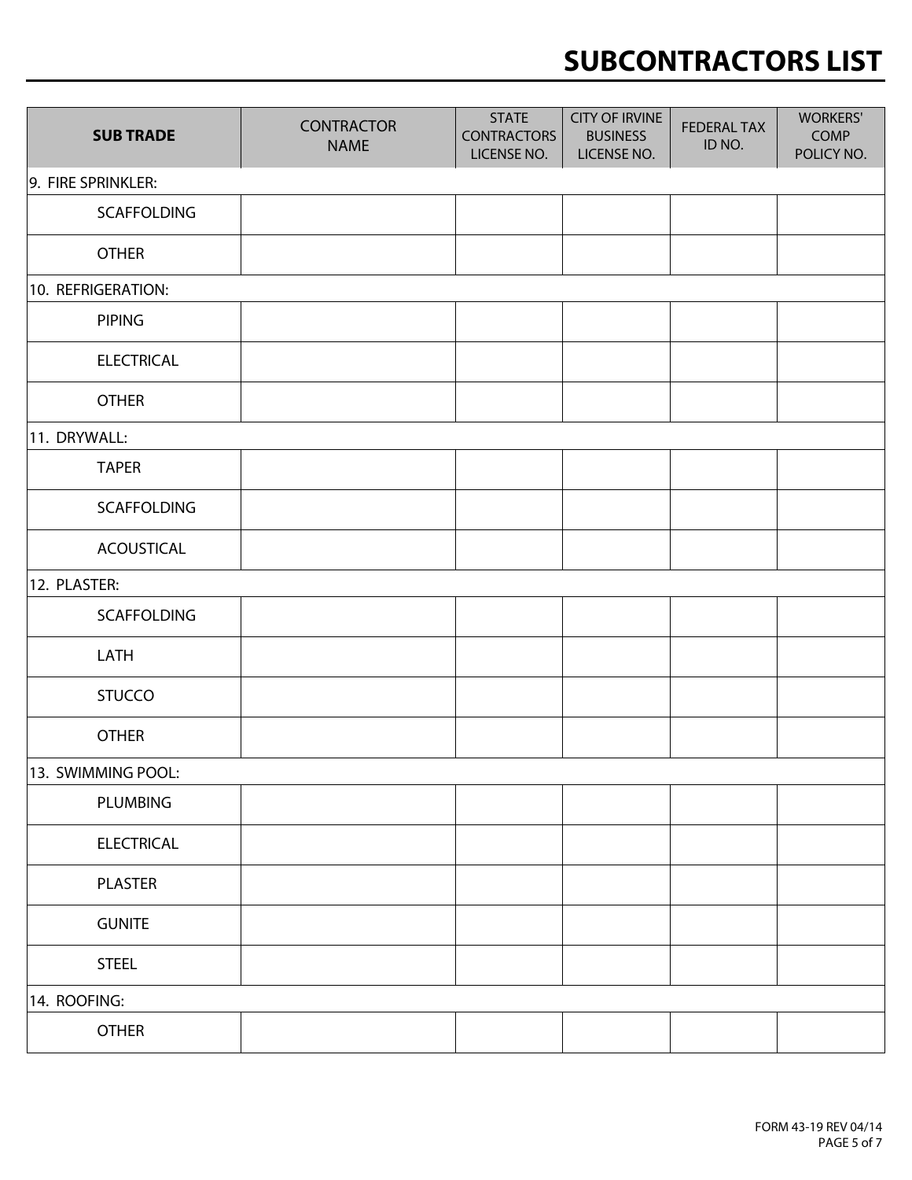# SUBCONTRACTORS LIST

| SUB TRADE | CONTRACTOR NAME | STATE CONTRACTORS LICENSE NO. | CITY OF IRVINE BUSINESS LICENSE NO. | FEDERAL TAX ID NO. | WORKERS' COMP POLICY NO. |
|---|---|---|---|---|---|
| 9. FIRE SPRINKLER: | | | | | |
| SCAFFOLDING | | | | | |
| OTHER | | | | | |
| 10. REFRIGERATION: | | | | | |
| PIPING | | | | | |
| ELECTRICAL | | | | | |
| OTHER | | | | | |
| 11. DRYWALL: | | | | | |
| TAPER | | | | | |
| SCAFFOLDING | | | | | |
| ACOUSTICAL | | | | | |
| 12. PLASTER: | | | | | |
| SCAFFOLDING | | | | | |
| LATH | | | | | |
| STUCCO | | | | | |
| OTHER | | | | | |
| 13. SWIMMING POOL: | | | | | |
| PLUMBING | | | | | |
| ELECTRICAL | | | | | |
| PLASTER | | | | | |
| GUNITE | | | | | |
| STEEL | | | | | |
| 14. ROOFING: | | | | | |
| OTHER | | | | | |

FORM 43-19 REV 04/14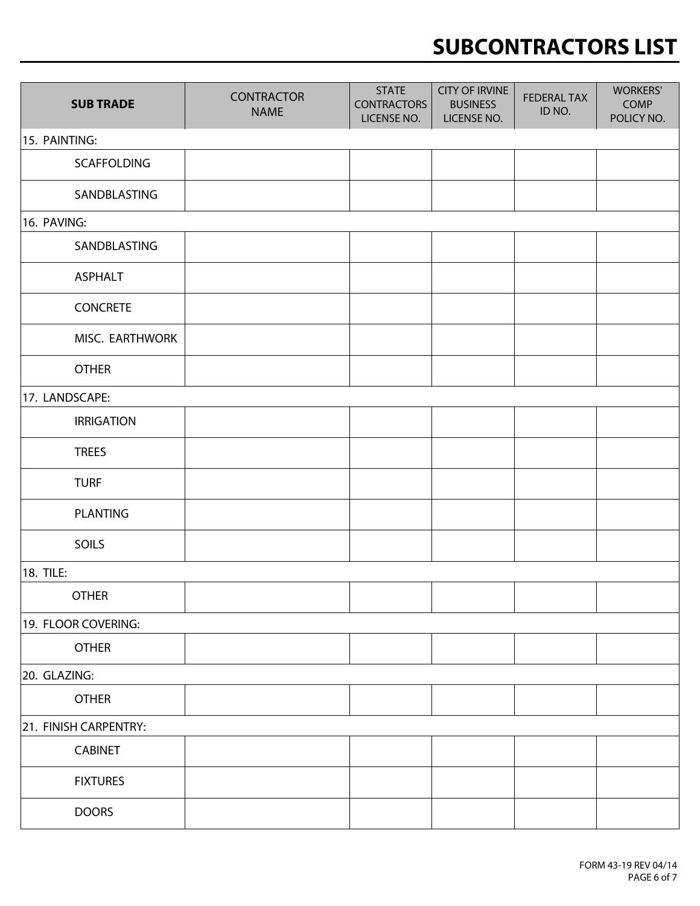# SUBCONTRACTORS LIST

| SUB TRADE | CONTRACTOR NAME | STATE CONTRACTORS LICENSE NO. | CITY OF IRVINE BUSINESS LICENSE NO. | FEDERAL TAX ID NO. | WORKERS' COMP POLICY NO. |
|---|---|---|---|---|---|
| 15. PAINTING: | | | | | |
| SCAFFOLDING | | | | | |
| SANDBLASTING | | | | | |
| 16. PAVING: | | | | | |
| SANDBLASTING | | | | | |
| ASPHALT | | | | | |
| CONCRETE | | | | | |
| MISC. EARTHWORK | | | | | |
| OTHER | | | | | |
| 17. LANDSCAPE: | | | | | |
| IRRIGATION | | | | | |
| TREES | | | | | |
| TURF | | | | | |
| PLANTING | | | | | |
| SOILS | | | | | |
| 18. TILE: | | | | | |
| OTHER | | | | | |
| 19. FLOOR COVERING: | | | | | |
| OTHER | | | | | |
| 20. GLAZING: | | | | | |
| OTHER | | | | | |
| 21. FINISH CARPENTRY: | | | | | |
| CABINET | | | | | |
| FIXTURES | | | | | |
| DOORS | | | | | |

FORM 43-19 REV 04/14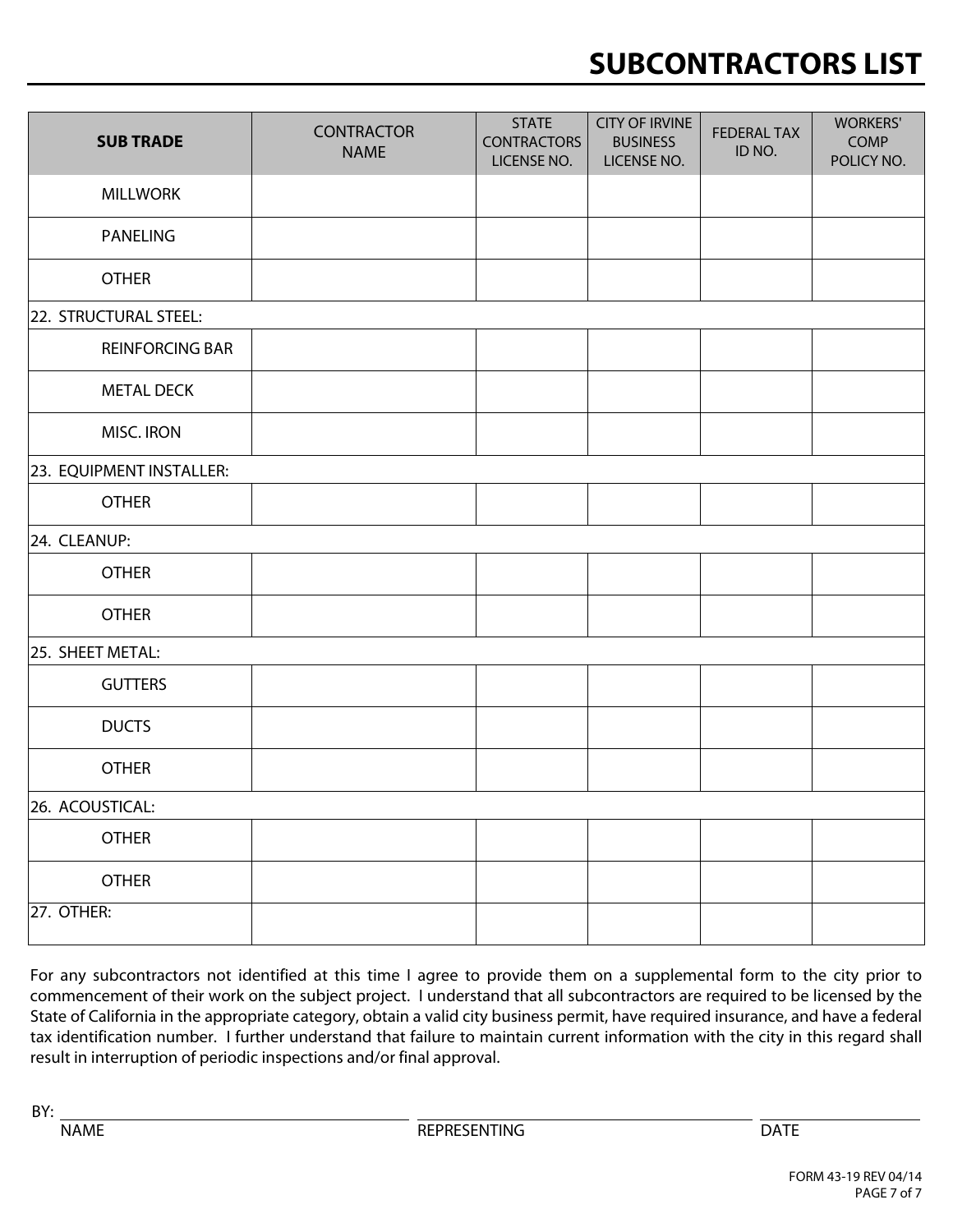# SUBCONTRACTORS LIST

| SUB TRADE | CONTRACTOR NAME | STATE CONTRACTORS LICENSE NO. | CITY OF IRVINE BUSINESS LICENSE NO. | FEDERAL TAX ID NO. | WORKERS' COMP POLICY NO. |
|---|---|---|---|---|---|
| MILLWORK | | | | | |
| PANELING | | | | | |
| OTHER | | | | | |
| 22. STRUCTURAL STEEL: | | | | | |
| REINFORCING BAR | | | | | |
| METAL DECK | | | | | |
| MISC. IRON | | | | | |
| 23. EQUIPMENT INSTALLER: | | | | | |
| OTHER | | | | | |
| 24. CLEANUP: | | | | | |
| OTHER | | | | | |
| OTHER | | | | | |
| 25. SHEET METAL: | | | | | |
| GUTTERS | | | | | |
| DUCTS | | | | | |
| OTHER | | | | | |
| 26. ACOUSTICAL: | | | | | |
| OTHER | | | | | |
| OTHER | | | | | |
| 27. OTHER: | | | | | |

For any subcontractors not identified at this time I agree to provide them on a supplemental form to the city prior to commencement of their work on the subject project. I understand that all subcontractors are required to be licensed by the State of California in the appropriate category, obtain a valid city business permit, have required insurance, and have a federal tax identification number. I further understand that failure to maintain current information with the city in this regard shall result in interruption of periodic inspections and/or final approval.

BY: ______________________________ ______________________________ ______________

NAME REPRESENTING DATE

FORM 43-19 REV 04/14